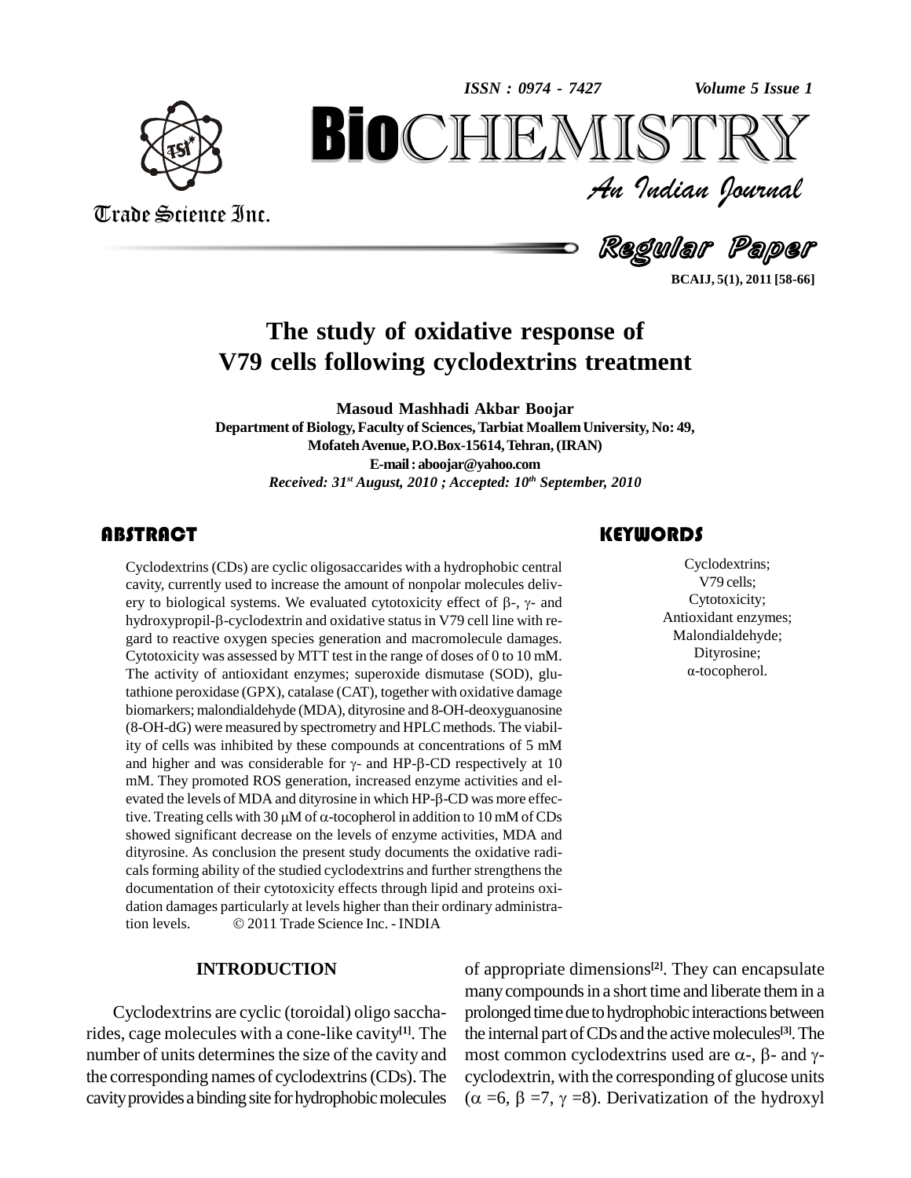# The study of oxidative response of V79 cells following cyclodextrins treatment

**Masoud Mashhadi Akbar Boojar**

Department of Biology, Faculty of Sciences, Tarbiat Moallem University, No: 49, Mofateh Avenue, P.O.Box-15614, Tehran, (IRAN)

E-mail : aboojar@yahoo.com

*Received: 31st August, 2010 ; Accepted: 10th September, 2010*

## ABSTRACT

Cyclodextrins (CDs) are cyclic oligosaccharides with a hydrophobic central cavity, currently used to increase the amount of nonpolar molecules delivery to biological systems. We evaluated cytotoxicity effect of β-, γ- and hydroxypropil-β-cyclodextrin and oxidative status in V79 cell line with regard to reactive oxygen species generation and macromolecule damages. Cytotoxicity was assessed by MTT test in the range of doses of 0 to 10 mM. The activity of antioxidant enzymes; superoxide dismutase (SOD), glutathione peroxidase (GPX), catalase (CAT), together with oxidative damage biomarkers; malondialdehyde (MDA), dityrosine and 8-OH-deoxyguanosine (8-OH-dG) were measured by spectrometry and HPLC methods. The viability of cells was inhibited by these compounds at concentrations of 5 mM and higher and was considerable for γ- and HP-β-CD respectively at 10 mM. They promoted ROS generation, increased enzyme activities and elevated the levels of MDA and dityrosine in which HP-β-CD was more effective. Treating cells with 30 μM of α-tocopherol in addition to 10 mM of CDs showed significant decrease on the levels of enzyme activities, MDA and dityrosine. As conclusion the present study documents the oxidative radicals forming ability of the studied cyclodextrins and further strengthens the documentation of their cytotoxicity effects through lipid and proteins oxidation damages particularly at levels higher than their ordinary administration levels. © 2011 Trade Science Inc. - INDIA

## KEYWORDS

Cyclodextrins;
V79 cells;
Cytotoxicity;
Antioxidant enzymes;
Malondialdehyde;
Dityrosine;
α-tocopherol.

## INTRODUCTION

Cyclodextrins are cyclic (toroidal) oligo saccharides, cage molecules with a cone-like cavity[1]. The number of units determines the size of the cavity and the corresponding names of cyclodextrins (CDs). The cavity provides a binding site for hydrophobic molecules of appropriate dimensions[2]. They can encapsulate many compounds in a short time and liberate them in a prolonged time due to hydrophobic interactions between the internal part of CDs and the active molecules[3]. The most common cyclodextrins used are α-, β- and γ-cyclodextrin, with the corresponding of glucose units (α =6, β =7, γ =8). Derivatization of the hydroxyl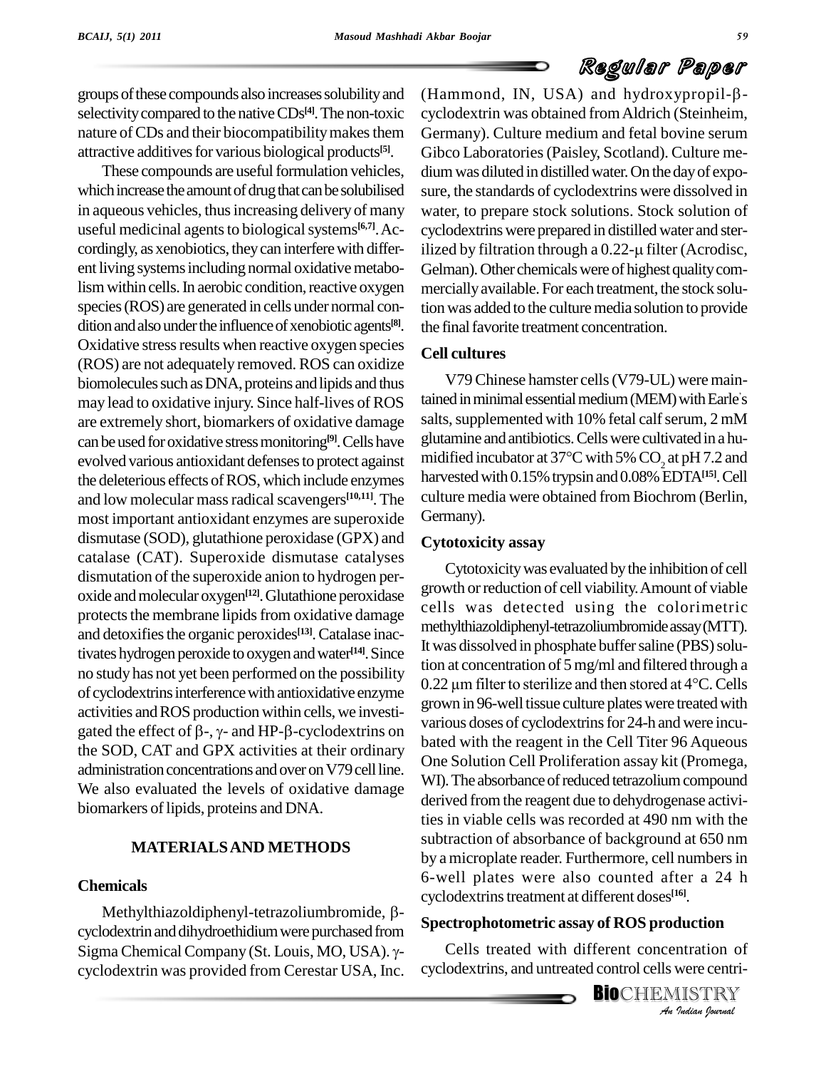groups of these compounds also increases solubility and selectivity compared to the native CDs[4]. The non-toxic nature of CDs and their biocompatibility makes them attractive additives for various biological products[5].

These compounds are useful formulation vehicles, which increase the amount of drug that can be solubilised in aqueous vehicles, thus increasing delivery of many useful medicinal agents to biological systems[6,7]. Accordingly, as xenobiotics, they can interfere with different living systems including normal oxidative metabolism within cells. In aerobic condition, reactive oxygen species (ROS) are generated in cells under normal condition and also under the influence of xenobiotic agents[8]. Oxidative stress results when reactive oxygen species (ROS) are not adequately removed. ROS can oxidize biomolecules such as DNA, proteins and lipids and thus may lead to oxidative injury. Since half-lives of ROS are extremely short, biomarkers of oxidative damage can be used for oxidative stress monitoring[9]. Cells have evolved various antioxidant defenses to protect against the deleterious effects of ROS, which include enzymes and low molecular mass radical scavengers[10,11]. The most important antioxidant enzymes are superoxide dismutase (SOD), glutathione peroxidase (GPX) and catalase (CAT). Superoxide dismutase catalyses dismutation of the superoxide anion to hydrogen peroxide and molecular oxygen[12]. Glutathione peroxidase protects the membrane lipids from oxidative damage and detoxifies the organic peroxides[13]. Catalase inactivates hydrogen peroxide to oxygen and water[14]. Since no study has not yet been performed on the possibility of cyclodextrins interference with antioxidative enzyme activities and ROS production within cells, we investigated the effect of β-, γ- and HP-β-cyclodextrins on the SOD, CAT and GPX activities at their ordinary administration concentrations and over on V79 cell line. We also evaluated the levels of oxidative damage biomarkers of lipids, proteins and DNA.

## MATERIALS AND METHODS

### Chemicals

Methylthiazoldiphenyl-tetrazoliumbromide, β-cyclodextrin and dihydroethidium were purchased from Sigma Chemical Company (St. Louis, MO, USA). γ-cyclodextrin was provided from Cerestar USA, Inc. (Hammond, IN, USA) and hydroxypropil-β-cyclodextrin was obtained from Aldrich (Steinheim, Germany). Culture medium and fetal bovine serum Gibco Laboratories (Paisley, Scotland). Culture medium was diluted in distilled water. On the day of exposure, the standards of cyclodextrins were dissolved in water, to prepare stock solutions. Stock solution of cyclodextrins were prepared in distilled water and sterilized by filtration through a 0.22-μ filter (Acrodisc, Gelman). Other chemicals were of highest quality commercially available. For each treatment, the stock solution was added to the culture media solution to provide the final favorite treatment concentration.

### Cell cultures

V79 Chinese hamster cells (V79-UL) were maintained in minimal essential medium (MEM) with Earle's salts, supplemented with 10% fetal calf serum, 2 mM glutamine and antibiotics. Cells were cultivated in a humidified incubator at 37°C with 5% $CO_2$ at pH 7.2 and harvested with 0.15% trypsin and 0.08% EDTA[15]. Cell culture media were obtained from Biochrom (Berlin, Germany).

### Cytotoxicity assay

Cytotoxicity was evaluated by the inhibition of cell growth or reduction of cell viability. Amount of viable cells was detected using the colorimetric methylthiazoldiphenyl-tetrazoliumbromide assay (MTT). It was dissolved in phosphate buffer saline (PBS) solution at concentration of 5 mg/ml and filtered through a 0.22 μm filter to sterilize and then stored at 4°C. Cells grown in 96-well tissue culture plates were treated with various doses of cyclodextrins for 24-h and were incubated with the reagent in the Cell Titer 96 Aqueous One Solution Cell Proliferation assay kit (Promega, WI). The absorbance of reduced tetrazolium compound derived from the reagent due to dehydrogenase activities in viable cells was recorded at 490 nm with the subtraction of absorbance of background at 650 nm by a microplate reader. Furthermore, cell numbers in 6-well plates were also counted after a 24 h cyclodextrins treatment at different doses[16].

### Spectrophotometric assay of ROS production

Cells treated with different concentration of cyclodextrins, and untreated control cells were centri-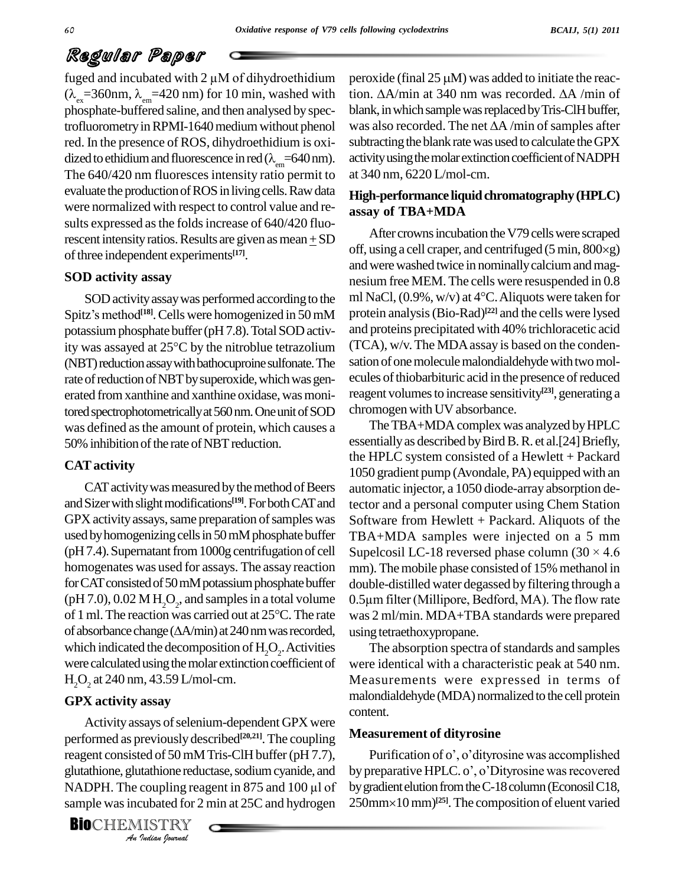fuged and incubated with 2 μM of dihydroethidium ($\lambda_{ex}$=360nm, $\lambda_{em}$=420 nm) for 10 min, washed with phosphate-buffered saline, and then analysed by spectrofluorometry in RPMI-1640 medium without phenol red. In the presence of ROS, dihydroethidium is oxidized to ethidium and fluorescence in red ($\lambda_{em}$=640 nm). The 640/420 nm fluoresces intensity ratio permit to evaluate the production of ROS in living cells. Raw data were normalized with respect to control value and results expressed as the folds increase of 640/420 fluorescent intensity ratios. Results are given as mean ± SD of three independent experiments[17].

### SOD activity assay

SOD activity assay was performed according to the Spitz's method[18]. Cells were homogenized in 50 mM potassium phosphate buffer (pH 7.8). Total SOD activity was assayed at 25°C by the nitroblue tetrazolium (NBT) reduction assay with bathocuproine sulfonate. The rate of reduction of NBT by superoxide, which was generated from xanthine and xanthine oxidase, was monitored spectrophotometrically at 560 nm. One unit of SOD was defined as the amount of protein, which causes a 50% inhibition of the rate of NBT reduction.

### CAT activity

CAT activity was measured by the method of Beers and Sizer with slight modifications[19]. For both CAT and GPX activity assays, same preparation of samples was used by homogenizing cells in 50 mM phosphate buffer (pH 7.4). Supernatant from 1000g centrifugation of cell homogenates was used for assays. The assay reaction for CAT consisted of 50 mM potassium phosphate buffer (pH 7.0), 0.02 M $H_2O_2$, and samples in a total volume of 1 ml. The reaction was carried out at 25°C. The rate of absorbance change (ΔA/min) at 240 nm was recorded, which indicated the decomposition of $H_2O_2$. Activities were calculated using the molar extinction coefficient of $H_2O_2$ at 240 nm, 43.59 L/mol-cm.

### GPX activity assay

Activity assays of selenium-dependent GPX were performed as previously described[20,21]. The coupling reagent consisted of 50 mM Tris-ClH buffer (pH 7.7), glutathione, glutathione reductase, sodium cyanide, and NADPH. The coupling reagent in 875 and 100 μl of sample was incubated for 2 min at 25C and hydrogen peroxide (final 25 μM) was added to initiate the reaction. ΔA/min at 340 nm was recorded. ΔA /min of blank, in which sample was replaced by Tris-ClH buffer, was also recorded. The net ΔA /min of samples after subtracting the blank rate was used to calculate the GPX activity using the molar extinction coefficient of NADPH at 340 nm, 6220 L/mol-cm.

### High-performance liquid chromatography (HPLC) assay of TBA+MDA

After crowns incubation the V79 cells were scraped off, using a cell craper, and centrifuged (5 min, 800×g) and were washed twice in nominally calcium and magnesium free MEM. The cells were resuspended in 0.8 ml NaCl, (0.9%, w/v) at 4°C. Aliquots were taken for protein analysis (Bio-Rad)[22] and the cells were lysed and proteins precipitated with 40% trichloracetic acid (TCA), w/v. The MDA assay is based on the condensation of one molecule malondialdehyde with two molecules of thiobarbituric acid in the presence of reduced reagent volumes to increase sensitivity[23], generating a chromogen with UV absorbance.

The TBA+MDA complex was analyzed by HPLC essentially as described by Bird B. R. et al.[24] Briefly, the HPLC system consisted of a Hewlett + Packard 1050 gradient pump (Avondale, PA) equipped with an automatic injector, a 1050 diode-array absorption detector and a personal computer using Chem Station Software from Hewlett + Packard. Aliquots of the TBA+MDA samples were injected on a 5 mm Supelcosil LC-18 reversed phase column (30 × 4.6 mm). The mobile phase consisted of 15% methanol in double-distilled water degassed by filtering through a 0.5μm filter (Millipore, Bedford, MA). The flow rate was 2 ml/min. MDA+TBA standards were prepared using tetraethoxypropane.

The absorption spectra of standards and samples were identical with a characteristic peak at 540 nm. Measurements were expressed in terms of malondialdehyde (MDA) normalized to the cell protein content.

### Measurement of dityrosine

Purification of o', o'dityrosine was accomplished by preparative HPLC. o', o'Dityrosine was recovered by gradient elution from the C-18 column (Econosil C18, 250mm×10 mm)[25]. The composition of eluent varied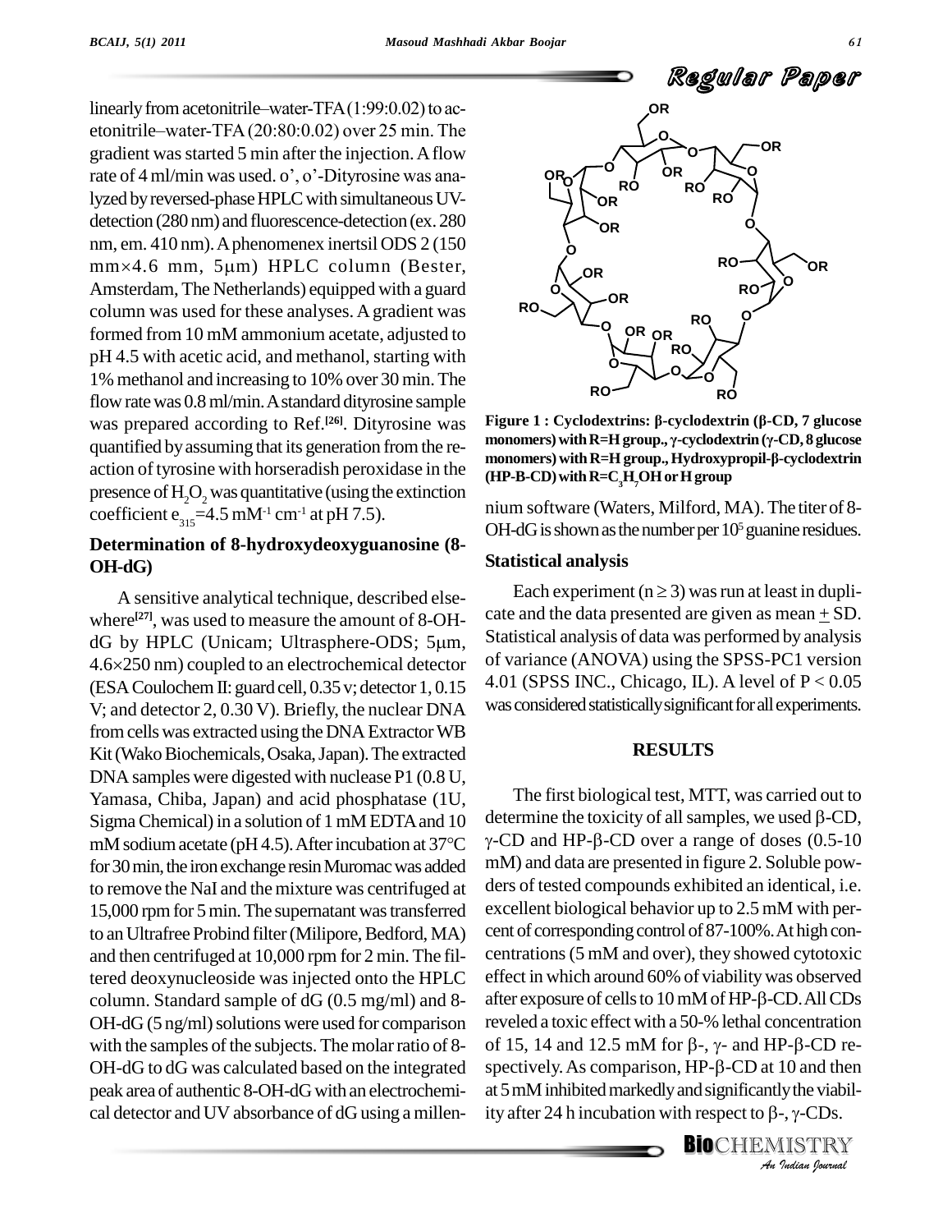linearly from acetonitrile–water-TFA (1:99:0.02) to acetonitrile–water-TFA (20:80:0.02) over 25 min. The gradient was started 5 min after the injection. A flow rate of 4 ml/min was used. o', o'-Dityrosine was analyzed by reversed-phase HPLC with simultaneous UV-detection (280 nm) and fluorescence-detection (ex. 280 nm, em. 410 nm). A phenomenex inertsil ODS 2 (150 mm×4.6 mm, 5μm) HPLC column (Bester, Amsterdam, The Netherlands) equipped with a guard column was used for these analyses. A gradient was formed from 10 mM ammonium acetate, adjusted to pH 4.5 with acetic acid, and methanol, starting with 1% methanol and increasing to 10% over 30 min. The flow rate was 0.8 ml/min. A standard dityrosine sample was prepared according to Ref.[26]. Dityrosine was quantified by assuming that its generation from the reaction of tyrosine with horseradish peroxidase in the presence of $H_2O_2$ was quantitative (using the extinction coefficient $e_{315}$=4.5 $mM^{-1}$ $cm^{-1}$ at pH 7.5).

### Determination of 8-hydroxydeoxyguanosine (8-OH-dG)

A sensitive analytical technique, described elsewhere[27], was used to measure the amount of 8-OH-dG by HPLC (Unicam; Ultrasphere-ODS; 5μm, 4.6×250 nm) coupled to an electrochemical detector (ESA Coulochem II: guard cell, 0.35 v; detector 1, 0.15 V; and detector 2, 0.30 V). Briefly, the nuclear DNA from cells was extracted using the DNA Extractor WB Kit (Wako Biochemicals, Osaka, Japan). The extracted DNA samples were digested with nuclease P1 (0.8 U, Yamasa, Chiba, Japan) and acid phosphatase (1U, Sigma Chemical) in a solution of 1 mM EDTA and 10 mM sodium acetate (pH 4.5). After incubation at 37°C for 30 min, the iron exchange resin Muromac was added to remove the NaI and the mixture was centrifuged at 15,000 rpm for 5 min. The supernatant was transferred to an Ultrafree Probind filter (Milipore, Bedford, MA) and then centrifuged at 10,000 rpm for 2 min. The filtered deoxynucleoside was injected onto the HPLC column. Standard sample of dG (0.5 mg/ml) and 8-OH-dG (5 ng/ml) solutions were used for comparison with the samples of the subjects. The molar ratio of 8-OH-dG to dG was calculated based on the integrated peak area of authentic 8-OH-dG with an electrochemical detector and UV absorbance of dG using a millennium software (Waters, Milford, MA). The titer of 8-OH-dG is shown as the number per $10^5$ guanine residues.

**Figure 1 : Cyclodextrins: β-cyclodextrin (β-CD, 7 glucose monomers) with R=H group., γ-cyclodextrin (γ-CD, 8 glucose monomers) with R=H group., Hydroxypropil-β-cyclodextrin (HP-B-CD) with R=$C_3H_7$OH or H group**

### Statistical analysis

Each experiment (n ≥ 3) was run at least in duplicate and the data presented are given as mean ± SD. Statistical analysis of data was performed by analysis of variance (ANOVA) using the SPSS-PC1 version 4.01 (SPSS INC., Chicago, IL). A level of $P < 0.05$ was considered statistically significant for all experiments.

## RESULTS

The first biological test, MTT, was carried out to determine the toxicity of all samples, we used β-CD, γ-CD and HP-β-CD over a range of doses (0.5-10 mM) and data are presented in figure 2. Soluble powders of tested compounds exhibited an identical, i.e. excellent biological behavior up to 2.5 mM with percent of corresponding control of 87-100%. At high concentrations (5 mM and over), they showed cytotoxic effect in which around 60% of viability was observed after exposure of cells to 10 mM of HP-β-CD. All CDs reveled a toxic effect with a 50-% lethal concentration of 15, 14 and 12.5 mM for β-, γ- and HP-β-CD respectively. As comparison, HP-β-CD at 10 and then at 5 mM inhibited markedly and significantly the viability after 24 h incubation with respect to β-, γ-CDs.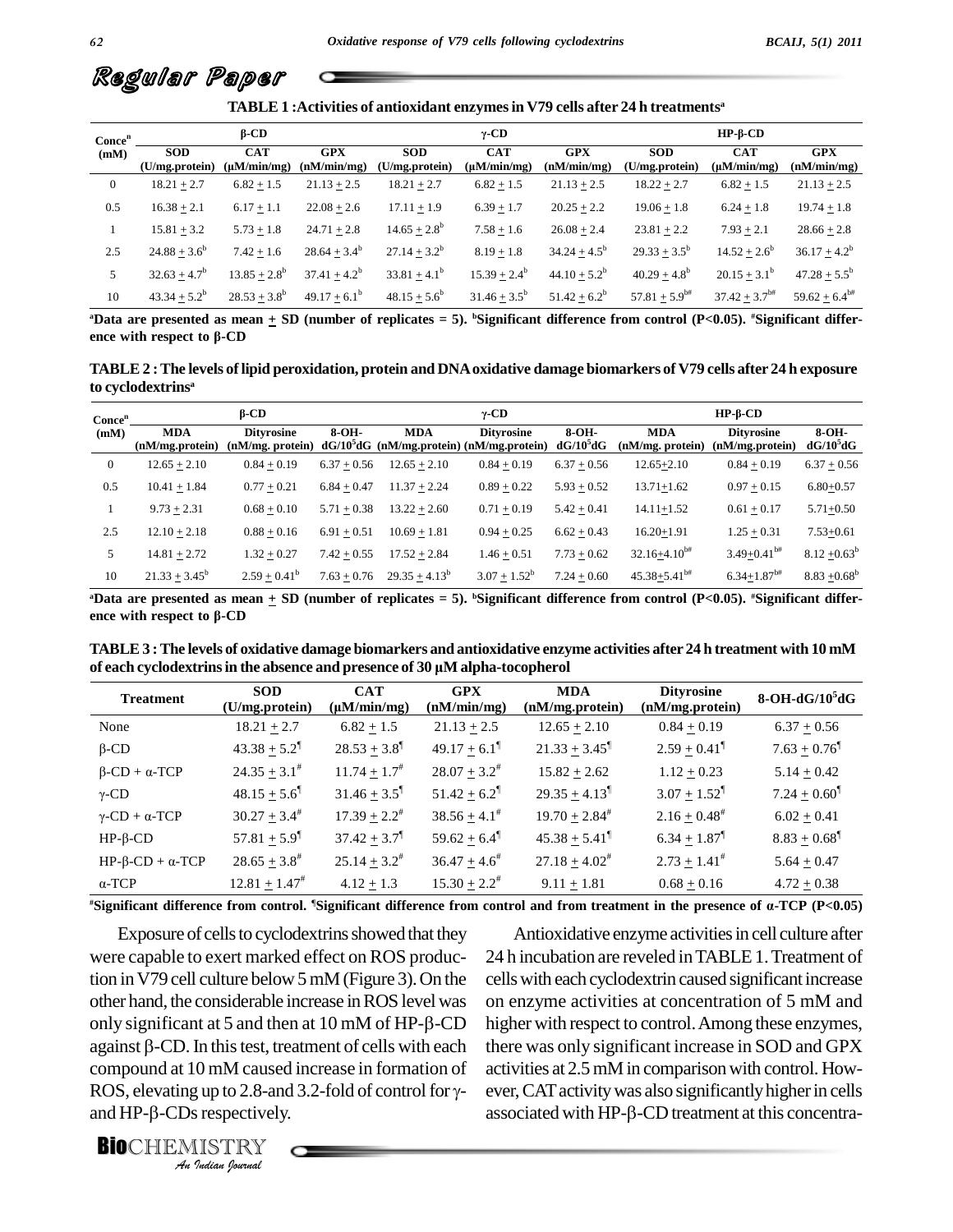## Regular Paper

**TABLE 1 : Activities of antioxidant enzymes in V79 cells after 24 h treatments[a]**

| Concen (mM) | β-CD | | | γ-CD | | | HP-β-CD | | |
|---|---|---|---|---|---|---|---|---|---|
| | SOD (U/mg.protein) | CAT (μM/min/mg) | GPX (nM/min/mg) | SOD (U/mg.protein) | CAT (μM/min/mg) | GPX (nM/min/mg) | SOD (U/mg.protein) | CAT (μM/min/mg) | GPX (nM/min/mg) |
| 0 | 18.21 ± 2.7 | 6.82 ± 1.5 | 21.13 ± 2.5 | 18.21 ± 2.7 | 6.82 ± 1.5 | 21.13 ± 2.5 | 18.22 ± 2.7 | 6.82 ± 1.5 | 21.13 ± 2.5 |
| 0.5 | 16.38 ± 2.1 | 6.17 ± 1.1 | 22.08 ± 2.6 | 17.11 ± 1.9 | 6.39 ± 1.7 | 20.25 ± 2.2 | 19.06 ± 1.8 | 6.24 ± 1.8 | 19.74 ± 1.8 |
| 1 | 15.81 ± 3.2 | 5.73 ± 1.8 | 24.71 ± 2.8 | 14.65 ± 2.8[b] | 7.58 ± 1.6 | 26.08 ± 2.4 | 23.81 ± 2.2 | 7.93 ± 2.1 | 28.66 ± 2.8 |
| 2.5 | 24.88 ± 3.6[b] | 7.42 ± 1.6 | 28.64 ± 3.4[b] | 27.14 ± 3.2[b] | 8.19 ± 1.8 | 34.24 ± 4.5[b] | 29.33 ± 3.5[b] | 14.52 ± 2.6[b] | 36.17 ± 4.2[b] |
| 5 | 32.63 ± 4.7[b] | 13.85 ± 2.8[b] | 37.41 ± 4.2[b] | 33.81 ± 4.1[b] | 15.39 ± 2.4[b] | 44.10 ± 5.2[b] | 40.29 ± 4.8[b] | 20.15 ± 3.1[b] | 47.28 ± 5.5[b] |
| 10 | 43.34 ± 5.2[b] | 28.53 ± 3.8[b] | 49.17 ± 6.1[b] | 48.15 ± 5.6[b] | 31.46 ± 3.5[b] | 51.42 ± 6.2[b] | 57.81 ± 5.9[b#] | 37.42 ± 3.7[b#] | 59.62 ± 6.4[b#] |

[a]Data are presented as mean ± SD (number of replicates = 5). [b]Significant difference from control (P<0.05). [#]Significant difference with respect to β-CD

**TABLE 2 : The levels of lipid peroxidation, protein and DNA oxidative damage biomarkers of V79 cells after 24 h exposure to cyclodextrins[a]**

| Concen (mM) | β-CD | | | γ-CD | | | HP-β-CD | | |
|---|---|---|---|---|---|---|---|---|---|
| | MDA (nM/mg.protein) | Dityrosine (nM/mg. protein) | 8-OH-dG/$10^5$dG | MDA (nM/mg.protein) | Dityrosine (nM/mg.protein) | 8-OH-dG/$10^5$dG | MDA (nM/mg. protein) | Dityrosine (nM/mg.protein) | 8-OH-dG/$10^5$dG |
| 0 | 12.65 ± 2.10 | 0.84 ± 0.19 | 6.37 ± 0.56 | 12.65 ± 2.10 | 0.84 ± 0.19 | 6.37 ± 0.56 | 12.65 ± 2.10 | 0.84 ± 0.19 | 6.37 ± 0.56 |
| 0.5 | 10.41 ± 1.84 | 0.77 ± 0.21 | 6.84 ± 0.47 | 11.37 ± 2.24 | 0.89 ± 0.22 | 5.93 ± 0.52 | 13.71 ± 1.62 | 0.97 ± 0.15 | 6.80 ± 0.57 |
| 1 | 9.73 ± 2.31 | 0.68 ± 0.10 | 5.71 ± 0.38 | 13.22 ± 2.60 | 0.71 ± 0.19 | 5.42 ± 0.41 | 14.11 ± 1.52 | 0.61 ± 0.17 | 5.71 ± 0.50 |
| 2.5 | 12.10 ± 2.18 | 0.88 ± 0.16 | 6.91 ± 0.51 | 10.69 ± 1.81 | 0.94 ± 0.25 | 6.62 ± 0.43 | 16.20 ± 1.91 | 1.25 ± 0.31 | 7.53 ± 0.61 |
| 5 | 14.81 ± 2.72 | 1.32 ± 0.27 | 7.42 ± 0.55 | 17.52 ± 2.84 | 1.46 ± 0.51 | 7.73 ± 0.62 | 32.16 ± 4.10[b#] | 3.49 ± 0.41[b#] | 8.12 ± 0.63[b] |
| 10 | 21.33 ± 3.45[b] | 2.59 ± 0.41[b] | 7.63 ± 0.76 | 29.35 ± 4.13[b] | 3.07 ± 1.52[b] | 7.24 ± 0.60 | 45.38 ± 5.41[b#] | 6.34 ± 1.87[b#] | 8.83 ± 0.68[b] |

[a]Data are presented as mean ± SD (number of replicates = 5). [b]Significant difference from control (P<0.05). [#]Significant difference with respect to β-CD

**TABLE 3 : The levels of oxidative damage biomarkers and antioxidative enzyme activities after 24 h treatment with 10 mM of each cyclodextrins in the absence and presence of 30 μM alpha-tocopherol**

| Treatment | SOD (U/mg.protein) | CAT (μM/min/mg) | GPX (nM/min/mg) | MDA (nM/mg.protein) | Dityrosine (nM/mg.protein) | 8-OH-dG/$10^5$dG |
|---|---|---|---|---|---|---|
| None | 18.21 ± 2.7 | 6.82 ± 1.5 | 21.13 ± 2.5 | 12.65 ± 2.10 | 0.84 ± 0.19 | 6.37 ± 0.56 |
| β-CD | 43.38 ± 5.2[¶] | 28.53 ± 3.8[¶] | 49.17 ± 6.1[¶] | 21.33 ± 3.45[¶] | 2.59 ± 0.41[¶] | 7.63 ± 0.76[¶] |
| β-CD + α-TCP | 24.35 ± 3.1[#] | 11.74 ± 1.7[#] | 28.07 ± 3.2[#] | 15.82 ± 2.62 | 1.12 ± 0.23 | 5.14 ± 0.42 |
| γ-CD | 48.15 ± 5.6[¶] | 31.46 ± 3.5[¶] | 51.42 ± 6.2[¶] | 29.35 ± 4.13[¶] | 3.07 ± 1.52[¶] | 7.24 ± 0.60[¶] |
| γ-CD + α-TCP | 30.27 ± 3.4[#] | 17.39 ± 2.2[#] | 38.56 ± 4.1[#] | 19.70 ± 2.84[#] | 2.16 ± 0.48[#] | 6.02 ± 0.41 |
| HP-β-CD | 57.81 ± 5.9[¶] | 37.42 ± 3.7[¶] | 59.62 ± 6.4[¶] | 45.38 ± 5.41[¶] | 6.34 ± 1.87[¶] | 8.83 ± 0.68[¶] |
| HP-β-CD + α-TCP | 28.65 ± 3.8[#] | 25.14 ± 3.2[#] | 36.47 ± 4.6[#] | 27.18 ± 4.02[#] | 2.73 ± 1.41[#] | 5.64 ± 0.47 |
| α-TCP | 12.81 ± 1.47[#] | 4.12 ± 1.3 | 15.30 ± 2.2[#] | 9.11 ± 1.81 | 0.68 ± 0.16 | 4.72 ± 0.38 |

[#]Significant difference from control. [¶]Significant difference from control and from treatment in the presence of α-TCP (P<0.05)

Exposure of cells to cyclodextrins showed that they were capable to exert marked effect on ROS production in V79 cell culture below 5 mM (Figure 3). On the other hand, the considerable increase in ROS level was only significant at 5 and then at 10 mM of HP-β-CD against β-CD. In this test, treatment of cells with each compound at 10 mM caused increase in formation of ROS, elevating up to 2.8-and 3.2-fold of control for γ- and HP-β-CDs respectively.

Antioxidative enzyme activities in cell culture after 24 h incubation are reveled in TABLE 1. Treatment of cells with each cyclodextrin caused significant increase on enzyme activities at concentration of 5 mM and higher with respect to control. Among these enzymes, there was only significant increase in SOD and GPX activities at 2.5 mM in comparison with control. However, CAT activity was also significantly higher in cells associated with HP-β-CD treatment at this concentra-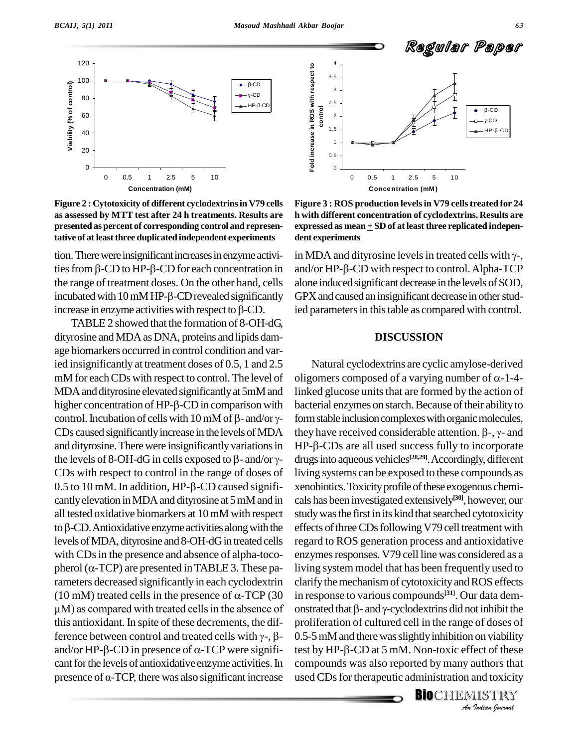Figure 2 : Cytotoxicity of different cyclodextrins in V79 cells as assessed by MTT test after 24 h treatments. Results are presented as percent of corresponding control and representative of at least three duplicated independent experiments

Figure 3 : ROS production levels in V79 cells treated for 24 h with different concentration of cyclodextrins. Results are expressed as mean + SD of at least three replicated independent experiments

tion. There were insignificant increases in enzyme activities from β-CD to HP-β-CD for each concentration in the range of treatment doses. On the other hand, cells incubated with 10 mM HP-β-CD revealed significantly increase in enzyme activities with respect to β-CD.

TABLE 2 showed that the formation of 8-OH-dG, dityrosine and MDA as DNA, proteins and lipids damage biomarkers occurred in control condition and varied insignificantly at treatment doses of 0.5, 1 and 2.5 mM for each CDs with respect to control. The level of MDA and dityrosine elevated significantly at 5mM and higher concentration of HP-β-CD in comparison with control. Incubation of cells with 10 mM of β- and/or γ-CDs caused significantly increase in the levels of MDA and dityrosine. There were insignificantly variations in the levels of 8-OH-dG in cells exposed to β- and/or γ-CDs with respect to control in the range of doses of 0.5 to 10 mM. In addition, HP-β-CD caused significantly elevation in MDA and dityrosine at 5 mM and in all tested oxidative biomarkers at 10 mM with respect to β-CD. Antioxidative enzyme activities along with the levels of MDA, dityrosine and 8-OH-dG in treated cells with CDs in the presence and absence of alpha-tocopherol (α-TCP) are presented in TABLE 3. These parameters decreased significantly in each cyclodextrin (10 mM) treated cells in the presence of α-TCP (30 μM) as compared with treated cells in the absence of this antioxidant. In spite of these decrements, the difference between control and treated cells with γ-, β- and/or HP-β-CD in presence of α-TCP were significant for the levels of antioxidative enzyme activities. In presence of α-TCP, there was also significant increase in MDA and dityrosine levels in treated cells with γ-, and/or HP-β-CD with respect to control. Alpha-TCP alone induced significant decrease in the levels of SOD, GPX and caused an insignificant decrease in other studied parameters in this table as compared with control.

## DISCUSSION

Natural cyclodextrins are cyclic amylose-derived oligomers composed of a varying number of α-1-4-linked glucose units that are formed by the action of bacterial enzymes on starch. Because of their ability to form stable inclusion complexes with organic molecules, they have received considerable attention. β-, γ- and HP-β-CDs are all used success fully to incorporate drugs into aqueous vehicles[28,29]. Accordingly, different living systems can be exposed to these compounds as xenobiotics. Toxicity profile of these exogenous chemicals has been investigated extensively[30], however, our study was the first in its kind that searched cytotoxicity effects of three CDs following V79 cell treatment with regard to ROS generation process and antioxidative enzymes responses. V79 cell line was considered as a living system model that has been frequently used to clarify the mechanism of cytotoxicity and ROS effects in response to various compounds[31]. Our data demonstrated that β- and γ-cyclodextrins did not inhibit the proliferation of cultured cell in the range of doses of 0.5-5 mM and there was slightly inhibition on viability test by HP-β-CD at 5 mM. Non-toxic effect of these compounds was also reported by many authors that used CDs for therapeutic administration and toxicity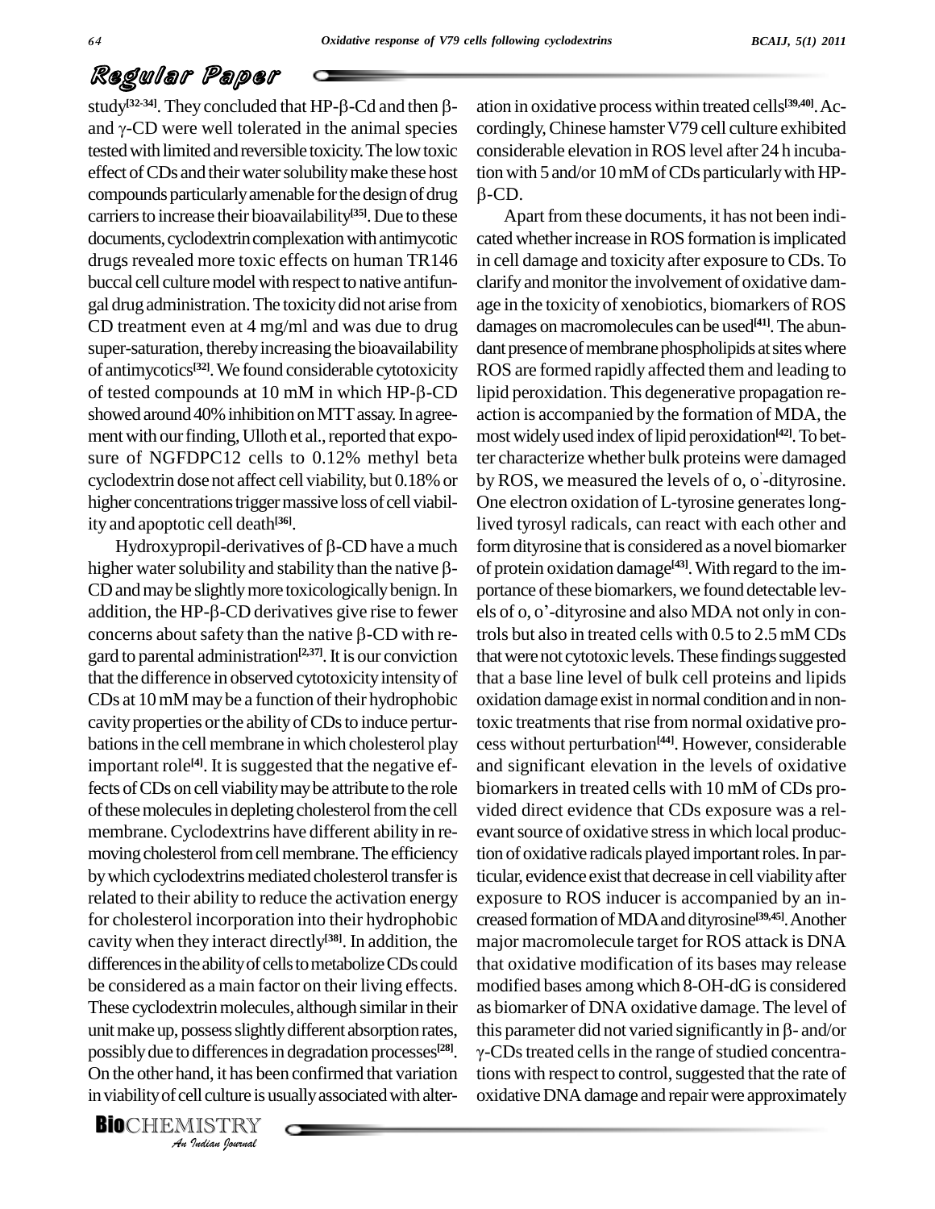study[32-34]. They concluded that HP-β-Cd and then β- and γ-CD were well tolerated in the animal species tested with limited and reversible toxicity. The low toxic effect of CDs and their water solubility make these host compounds particularly amenable for the design of drug carriers to increase their bioavailability[35]. Due to these documents, cyclodextrin complexation with antimycotic drugs revealed more toxic effects on human TR146 buccal cell culture model with respect to native antifungal drug administration. The toxicity did not arise from CD treatment even at 4 mg/ml and was due to drug super-saturation, thereby increasing the bioavailability of antimycotics[32]. We found considerable cytotoxicity of tested compounds at 10 mM in which HP-β-CD showed around 40% inhibition on MTT assay. In agreement with our finding, Ulloth et al., reported that exposure of NGFDPC12 cells to 0.12% methyl beta cyclodextrin dose not affect cell viability, but 0.18% or higher concentrations trigger massive loss of cell viability and apoptotic cell death[36].

Hydroxypropil-derivatives of β-CD have a much higher water solubility and stability than the native β-CD and may be slightly more toxicologically benign. In addition, the HP-β-CD derivatives give rise to fewer concerns about safety than the native β-CD with regard to parental administration[2,37]. It is our conviction that the difference in observed cytotoxicity intensity of CDs at 10 mM may be a function of their hydrophobic cavity properties or the ability of CDs to induce perturbations in the cell membrane in which cholesterol play important role[4]. It is suggested that the negative effects of CDs on cell viability may be attribute to the role of these molecules in depleting cholesterol from the cell membrane. Cyclodextrins have different ability in removing cholesterol from cell membrane. The efficiency by which cyclodextrins mediated cholesterol transfer is related to their ability to reduce the activation energy for cholesterol incorporation into their hydrophobic cavity when they interact directly[38]. In addition, the differences in the ability of cells to metabolize CDs could be considered as a main factor on their living effects. These cyclodextrin molecules, although similar in their unit make up, possess slightly different absorption rates, possibly due to differences in degradation processes[28]. On the other hand, it has been confirmed that variation in viability of cell culture is usually associated with alteration in oxidative process within treated cells[39,40]. Accordingly, Chinese hamster V79 cell culture exhibited considerable elevation in ROS level after 24 h incubation with 5 and/or 10 mM of CDs particularly with HP-β-CD.

Apart from these documents, it has not been indicated whether increase in ROS formation is implicated in cell damage and toxicity after exposure to CDs. To clarify and monitor the involvement of oxidative damage in the toxicity of xenobiotics, biomarkers of ROS damages on macromolecules can be used[41]. The abundant presence of membrane phospholipids at sites where ROS are formed rapidly affected them and leading to lipid peroxidation. This degenerative propagation reaction is accompanied by the formation of MDA, the most widely used index of lipid peroxidation[42]. To better characterize whether bulk proteins were damaged by ROS, we measured the levels of o, o'-dityrosine. One electron oxidation of L-tyrosine generates long-lived tyrosyl radicals, can react with each other and form dityrosine that is considered as a novel biomarker of protein oxidation damage[43]. With regard to the importance of these biomarkers, we found detectable levels of o, o'-dityrosine and also MDA not only in controls but also in treated cells with 0.5 to 2.5 mM CDs that were not cytotoxic levels. These findings suggested that a base line level of bulk cell proteins and lipids oxidation damage exist in normal condition and in non-toxic treatments that rise from normal oxidative process without perturbation[44]. However, considerable and significant elevation in the levels of oxidative biomarkers in treated cells with 10 mM of CDs provided direct evidence that CDs exposure was a relevant source of oxidative stress in which local production of oxidative radicals played important roles. In particular, evidence exist that decrease in cell viability after exposure to ROS inducer is accompanied by an increased formation of MDA and dityrosine[39,45]. Another major macromolecule target for ROS attack is DNA that oxidative modification of its bases may release modified bases among which 8-OH-dG is considered as biomarker of DNA oxidative damage. The level of this parameter did not varied significantly in β- and/or γ-CDs treated cells in the range of studied concentrations with respect to control, suggested that the rate of oxidative DNA damage and repair were approximately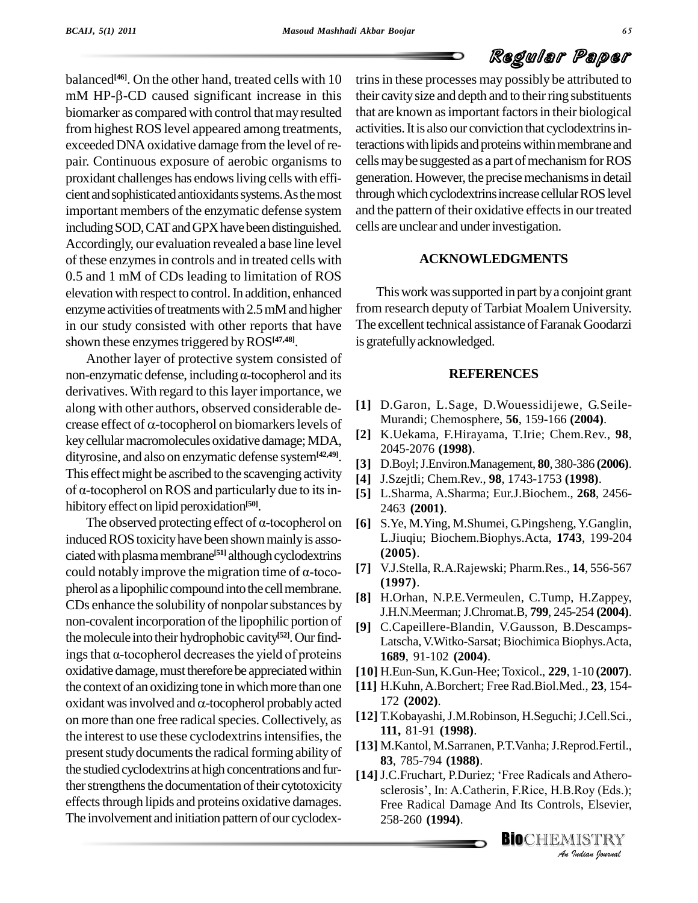balanced[46]. On the other hand, treated cells with 10 mM HP-β-CD caused significant increase in this biomarker as compared with control that may resulted from highest ROS level appeared among treatments, exceeded DNA oxidative damage from the level of repair. Continuous exposure of aerobic organisms to proxidant challenges has endows living cells with efficient and sophisticated antioxidants systems. As the most important members of the enzymatic defense system including SOD, CAT and GPX have been distinguished. Accordingly, our evaluation revealed a base line level of these enzymes in controls and in treated cells with 0.5 and 1 mM of CDs leading to limitation of ROS elevation with respect to control. In addition, enhanced enzyme activities of treatments with 2.5 mM and higher in our study consisted with other reports that have shown these enzymes triggered by ROS[47,48].

Another layer of protective system consisted of non-enzymatic defense, including α-tocopherol and its derivatives. With regard to this layer importance, we along with other authors, observed considerable decrease effect of α-tocopherol on biomarkers levels of key cellular macromolecules oxidative damage; MDA, dityrosine, and also on enzymatic defense system[42,49]. This effect might be ascribed to the scavenging activity of α-tocopherol on ROS and particularly due to its inhibitory effect on lipid peroxidation[50].

The observed protecting effect of α-tocopherol on induced ROS toxicity have been shown mainly is associated with plasma membrane[51] although cyclodextrins could notably improve the migration time of α-tocopherol as a lipophilic compound into the cell membrane. CDs enhance the solubility of nonpolar substances by non-covalent incorporation of the lipophilic portion of the molecule into their hydrophobic cavity[52]. Our findings that α-tocopherol decreases the yield of proteins oxidative damage, must therefore be appreciated within the context of an oxidizing tone in which more than one oxidant was involved and α-tocopherol probably acted on more than one free radical species. Collectively, as the interest to use these cyclodextrins intensifies, the present study documents the radical forming ability of the studied cyclodextrins at high concentrations and further strengthens the documentation of their cytotoxicity effects through lipids and proteins oxidative damages. The involvement and initiation pattern of our cyclodextrins in these processes may possibly be attributed to their cavity size and depth and to their ring substituents that are known as important factors in their biological activities. It is also our conviction that cyclodextrins interactions with lipids and proteins within membrane and cells may be suggested as a part of mechanism for ROS generation. However, the precise mechanisms in detail through which cyclodextrins increase cellular ROS level and the pattern of their oxidative effects in our treated cells are unclear and under investigation.

## ACKNOWLEDGMENTS

This work was supported in part by a conjoint grant from research deputy of Tarbiat Moalem University. The excellent technical assistance of Faranak Goodarzi is gratefully acknowledged.

## REFERENCES

[1] D.Garon, L.Sage, D.Wouessidijewe, G.Seile-Murandi; Chemosphere, **56**, 159-166 **(2004)**.

[2] K.Uekama, F.Hirayama, T.Irie; Chem.Rev., **98**, 2045-2076 **(1998)**.

[3] D.Boyl; J.Environ.Management, **80**, 380-386 **(2006)**.

[4] J.Szejtli; Chem.Rev., **98**, 1743-1753 **(1998)**.

[5] L.Sharma, A.Sharma; Eur.J.Biochem., **268**, 2456-2463 **(2001)**.

[6] S.Ye, M.Ying, M.Shumei, G.Pingsheng, Y.Ganglin, L.Jiuqiu; Biochem.Biophys.Acta, **1743**, 199-204 **(2005)**.

[7] V.J.Stella, R.A.Rajewski; Pharm.Res., **14**, 556-567 **(1997)**.

[8] H.Orhan, N.P.E.Vermeulen, C.Tump, H.Zappey, J.H.N.Meerman; J.Chromat.B, **799**, 245-254 **(2004)**.

[9] C.Capeillere-Blandin, V.Gausson, B.Descamps-Latscha, V.Witko-Sarsat; Biochimica Biophys.Acta, **1689**, 91-102 **(2004)**.

[10] H.Eun-Sun, K.Gun-Hee; Toxicol., **229**, 1-10 **(2007)**.

[11] H.Kuhn, A.Borchert; Free Rad.Biol.Med., **23**, 154-172 **(2002)**.

[12] T.Kobayashi, J.M.Robinson, H.Seguchi; J.Cell.Sci., **111,** 81-91 **(1998)**.

[13] M.Kantol, M.Sarranen, P.T.Vanha; J.Reprod.Fertil., **83**, 785-794 **(1988)**.

[14] J.C.Fruchart, P.Duriez; 'Free Radicals and Atherosclerosis', In: A.Catherin, F.Rice, H.B.Roy (Eds.); Free Radical Damage And Its Controls, Elsevier, 258-260 **(1994)**.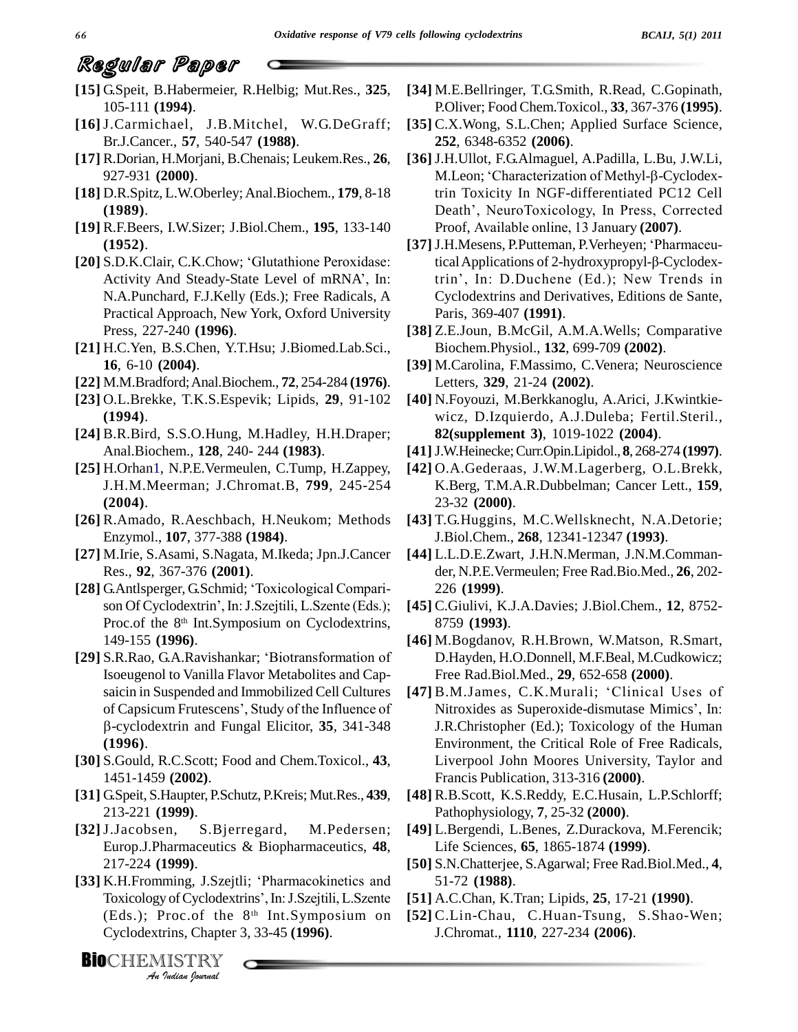[15] G.Speit, B.Habermeier, R.Helbig; Mut.Res., **325**, 105-111 **(1994)**.

[16] J.Carmichael, J.B.Mitchel, W.G.DeGraff; Br.J.Cancer., **57**, 540-547 **(1988)**.

[17] R.Dorian, H.Morjani, B.Chenais; Leukem.Res., **26**, 927-931 **(2000)**.

[18] D.R.Spitz, L.W.Oberley; Anal.Biochem., **179**, 8-18 **(1989)**.

[19] R.F.Beers, I.W.Sizer; J.Biol.Chem., **195**, 133-140 **(1952)**.

[20] S.D.K.Clair, C.K.Chow; 'Glutathione Peroxidase: Activity And Steady-State Level of mRNA', In: N.A.Punchard, F.J.Kelly (Eds.); Free Radicals, A Practical Approach, New York, Oxford University Press, 227-240 **(1996)**.

[21] H.C.Yen, B.S.Chen, Y.T.Hsu; J.Biomed.Lab.Sci., **16**, 6-10 **(2004)**.

[22] M.M.Bradford; Anal.Biochem., **72**, 254-284 **(1976)**.

[23] O.L.Brekke, T.K.S.Espevik; Lipids, **29**, 91-102 **(1994)**.

[24] B.R.Bird, S.S.O.Hung, M.Hadley, H.H.Draper; Anal.Biochem., **128**, 240- 244 **(1983)**.

[25] H.Orhan1, N.P.E.Vermeulen, C.Tump, H.Zappey, J.H.M.Meerman; J.Chromat.B, **799**, 245-254 **(2004)**.

[26] R.Amado, R.Aeschbach, H.Neukom; Methods Enzymol., **107**, 377-388 **(1984)**.

[27] M.Irie, S.Asami, S.Nagata, M.Ikeda; Jpn.J.Cancer Res., **92**, 367-376 **(2001)**.

[28] G.Antlsperger, G.Schmid; 'Toxicological Comparison Of Cyclodextrin', In: J.Szejtili, L.Szente (Eds.); Proc.of the 8th Int.Symposium on Cyclodextrins, 149-155 **(1996)**.

[29] S.R.Rao, G.A.Ravishankar; 'Biotransformation of Isoeugenol to Vanilla Flavor Metabolites and Capsaicin in Suspended and Immobilized Cell Cultures of Capsicum Frutescens', Study of the Influence of β-cyclodextrin and Fungal Elicitor, **35**, 341-348 **(1996)**.

[30] S.Gould, R.C.Scott; Food and Chem.Toxicol., **43**, 1451-1459 **(2002)**.

[31] G.Speit, S.Haupter, P.Schutz, P.Kreis; Mut.Res., **439**, 213-221 **(1999)**.

[32] J.Jacobsen, S.Bjerregard, M.Pedersen; Europ.J.Pharmaceutics & Biopharmaceutics, **48**, 217-224 **(1999)**.

[33] K.H.Fromming, J.Szejtli; 'Pharmacokinetics and Toxicology of Cyclodextrins', In: J.Szejtili, L.Szente (Eds.); Proc.of the 8th Int.Symposium on Cyclodextrins, Chapter 3, 33-45 **(1996)**.

[34] M.E.Bellringer, T.G.Smith, R.Read, C.Gopinath, P.Oliver; Food Chem.Toxicol., **33**, 367-376 **(1995)**.

[35] C.X.Wong, S.L.Chen; Applied Surface Science, **252**, 6348-6352 **(2006)**.

[36] J.H.Ullot, F.G.Almaguel, A.Padilla, L.Bu, J.W.Li, M.Leon; 'Characterization of Methyl-β-Cyclodextrin Toxicity In NGF-differentiated PC12 Cell Death', NeuroToxicology, In Press, Corrected Proof, Available online, 13 January **(2007)**.

[37] J.H.Mesens, P.Putteman, P.Verheyen; 'Pharmaceutical Applications of 2-hydroxypropyl-β-Cyclodextrin', In: D.Duchene (Ed.); New Trends in Cyclodextrins and Derivatives, Editions de Sante, Paris, 369-407 **(1991)**.

[38] Z.E.Joun, B.McGil, A.M.A.Wells; Comparative Biochem.Physiol., **132**, 699-709 **(2002)**.

[39] M.Carolina, F.Massimo, C.Venera; Neuroscience Letters, **329**, 21-24 **(2002)**.

[40] N.Foyouzi, M.Berkkanoglu, A.Arici, J.Kwintkiewicz, D.Izquierdo, A.J.Duleba; Fertil.Steril., **82(supplement 3)**, 1019-1022 **(2004)**.

[41] J.W.Heinecke; Curr.Opin.Lipidol., **8**, 268-274 **(1997)**.

[42] O.A.Gederaas, J.W.M.Lagerberg, O.L.Brekk, K.Berg, T.M.A.R.Dubbelman; Cancer Lett., **159**, 23-32 **(2000)**.

[43] T.G.Huggins, M.C.Wellsknecht, N.A.Detorie; J.Biol.Chem., **268**, 12341-12347 **(1993)**.

[44] L.L.D.E.Zwart, J.H.N.Merman, J.N.M.Commander, N.P.E.Vermeulen; Free Rad.Bio.Med., **26**, 202-226 **(1999)**.

[45] C.Giulivi, K.J.A.Davies; J.Biol.Chem., **12**, 8752-8759 **(1993)**.

[46] M.Bogdanov, R.H.Brown, W.Matson, R.Smart, D.Hayden, H.O.Donnell, M.F.Beal, M.Cudkowicz; Free Rad.Biol.Med., **29**, 652-658 **(2000)**.

[47] B.M.James, C.K.Murali; 'Clinical Uses of Nitroxides as Superoxide-dismutase Mimics', In: J.R.Christopher (Ed.); Toxicology of the Human Environment, the Critical Role of Free Radicals, Liverpool John Moores University, Taylor and Francis Publication, 313-316 **(2000)**.

[48] R.B.Scott, K.S.Reddy, E.C.Husain, L.P.Schlorff; Pathophysiology, **7**, 25-32 **(2000)**.

[49] L.Bergendi, L.Benes, Z.Durackova, M.Ferencik; Life Sciences, **65**, 1865-1874 **(1999)**.

[50] S.N.Chatterjee, S.Agarwal; Free Rad.Biol.Med., **4**, 51-72 **(1988)**.

[51] A.C.Chan, K.Tran; Lipids, **25**, 17-21 **(1990)**.

[52] C.Lin-Chau, C.Huan-Tsung, S.Shao-Wen; J.Chromat., **1110**, 227-234 **(2006)**.